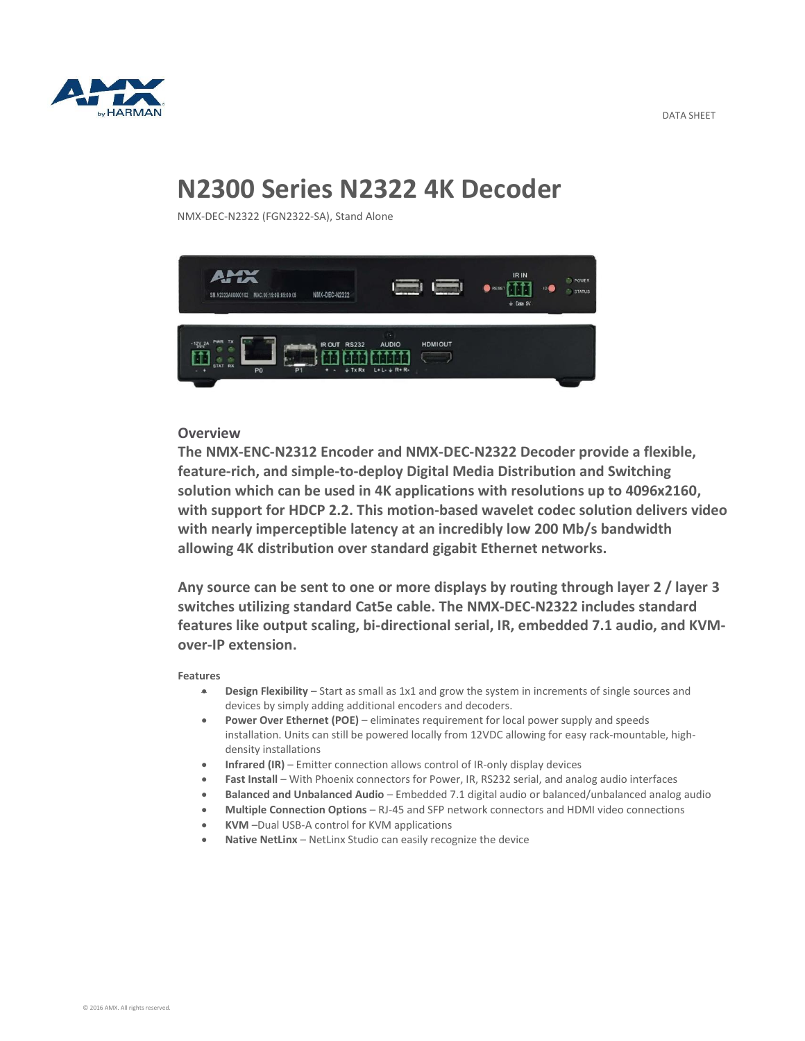DATA SHEET

# N2300 Series N2322 4K Decoder

NMX-DEC-N2322 (FGN2322-SA), Stand Alone

## Overview

**The NMX-ENC-N2312 Encoder and NMX-DEC-N2322 Decoder provide a flexible, feature-rich, and simple-to-deploy Digital Media Distribution and Switching solution which can be used in 4K applications with resolutions up to 4096x2160, with support for HDCP 2.2. This motion-based wavelet codec solution delivers video with nearly imperceptible latency at an incredibly low 200 Mb/s bandwidth allowing 4K distribution over standard gigabit Ethernet networks.**

**Any source can be sent to one or more displays by routing through layer 2 / layer 3 switches utilizing standard Cat5e cable. The NMX-DEC-N2322 includes standard features like output scaling, bi-directional serial, IR, embedded 7.1 audio, and KVM-over-IP extension.**

### Features

- **Design Flexibility** – Start as small as 1x1 and grow the system in increments of single sources and devices by simply adding additional encoders and decoders.
- **Power Over Ethernet (POE)** – eliminates requirement for local power supply and speeds installation. Units can still be powered locally from 12VDC allowing for easy rack-mountable, high-density installations
- **Infrared (IR)** – Emitter connection allows control of IR-only display devices
- **Fast Install** – With Phoenix connectors for Power, IR, RS232 serial, and analog audio interfaces
- **Balanced and Unbalanced Audio** – Embedded 7.1 digital audio or balanced/unbalanced analog audio
- **Multiple Connection Options** – RJ-45 and SFP network connectors and HDMI video connections
- **KVM** –Dual USB-A control for KVM applications
- **Native NetLinx** – NetLinx Studio can easily recognize the device

© 2016 AMX. All rights reserved.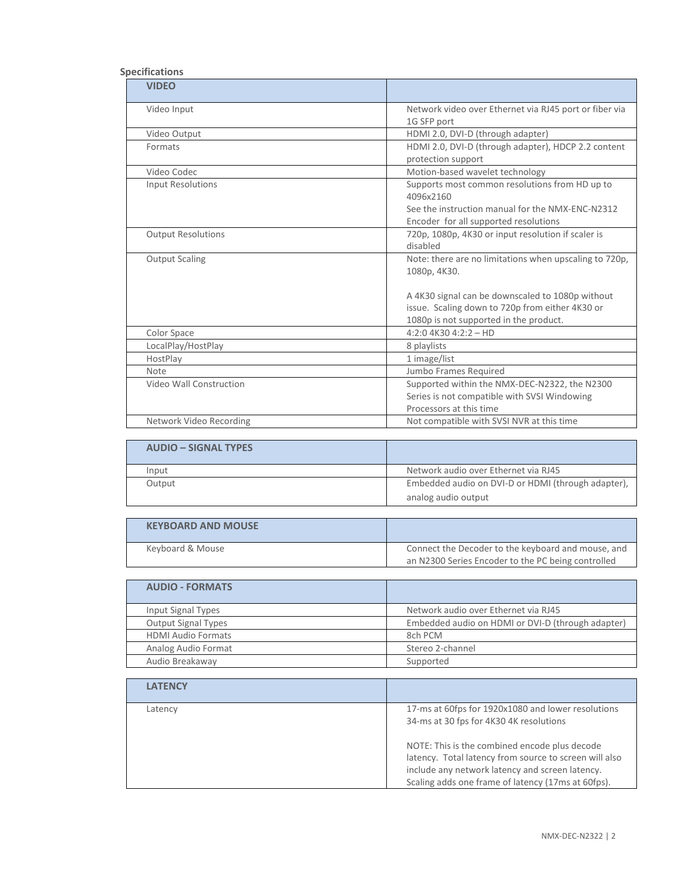**Specifications**

| VIDEO | |
|---|---|
| Video Input | Network video over Ethernet via RJ45 port or fiber via 1G SFP port |
| Video Output | HDMI 2.0, DVI-D (through adapter) |
| Formats | HDMI 2.0, DVI-D (through adapter), HDCP 2.2 content protection support |
| Video Codec | Motion-based wavelet technology |
| Input Resolutions | Supports most common resolutions from HD up to 4096x2160<br>See the instruction manual for the NMX-ENC-N2312 Encoder for all supported resolutions |
| Output Resolutions | 720p, 1080p, 4K30 or input resolution if scaler is disabled |
| Output Scaling | Note: there are no limitations when upscaling to 720p, 1080p, 4K30.<br><br>A 4K30 signal can be downscaled to 1080p without issue. Scaling down to 720p from either 4K30 or 1080p is not supported in the product. |
| Color Space | 4:2:0 4K30 4:2:2 – HD |
| LocalPlay/HostPlay | 8 playlists |
| HostPlay | 1 image/list |
| Note | Jumbo Frames Required |
| Video Wall Construction | Supported within the NMX-DEC-N2322, the N2300 Series is not compatible with SVSI Windowing Processors at this time |
| Network Video Recording | Not compatible with SVSI NVR at this time |

| AUDIO – SIGNAL TYPES | |
|---|---|
| Input | Network audio over Ethernet via RJ45 |
| Output | Embedded audio on DVI-D or HDMI (through adapter), analog audio output |

| KEYBOARD AND MOUSE | |
|---|---|
| Keyboard & Mouse | Connect the Decoder to the keyboard and mouse, and an N2300 Series Encoder to the PC being controlled |

| AUDIO - FORMATS | |
|---|---|
| Input Signal Types | Network audio over Ethernet via RJ45 |
| Output Signal Types | Embedded audio on HDMI or DVI-D (through adapter) |
| HDMI Audio Formats | 8ch PCM |
| Analog Audio Format | Stereo 2-channel |
| Audio Breakaway | Supported |

| LATENCY | |
|---|---|
| Latency | 17-ms at 60fps for 1920x1080 and lower resolutions<br>34-ms at 30 fps for 4K30 4K resolutions<br><br>NOTE: This is the combined encode plus decode latency. Total latency from source to screen will also include any network latency and screen latency. Scaling adds one frame of latency (17ms at 60fps). |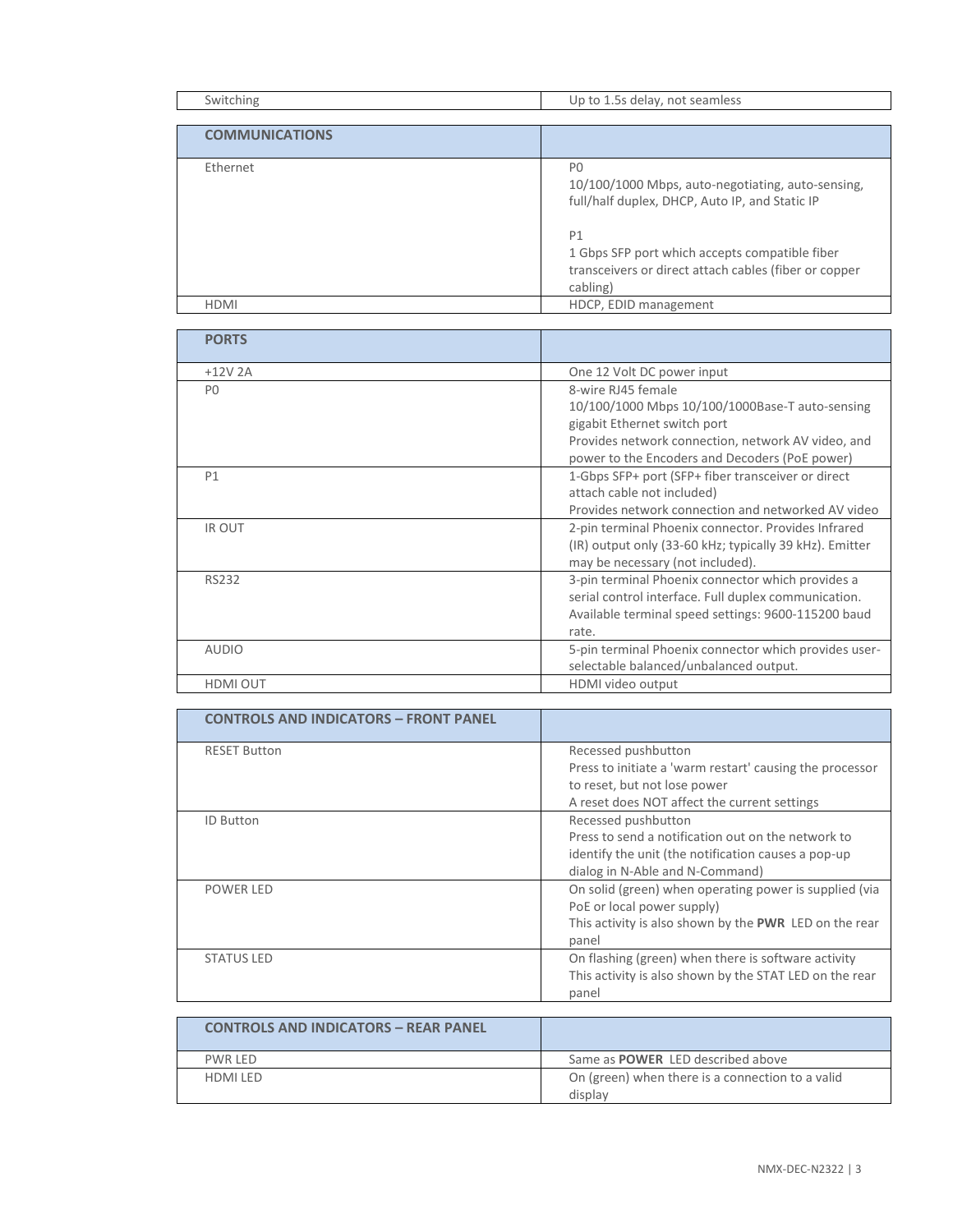| Switching | Up to 1.5s delay, not seamless |
|---|---|

| **COMMUNICATIONS** | |
|---|---|
| Ethernet | P0<br>10/100/1000 Mbps, auto-negotiating, auto-sensing, full/half duplex, DHCP, Auto IP, and Static IP<br><br>P1<br>1 Gbps SFP port which accepts compatible fiber transceivers or direct attach cables (fiber or copper cabling) |
| HDMI | HDCP, EDID management |

| **PORTS** | |
|---|---|
| +12V 2A | One 12 Volt DC power input |
| P0 | 8-wire RJ45 female<br>10/100/1000 Mbps 10/100/1000Base-T auto-sensing gigabit Ethernet switch port<br>Provides network connection, network AV video, and power to the Encoders and Decoders (PoE power) |
| P1 | 1-Gbps SFP+ port (SFP+ fiber transceiver or direct attach cable not included)<br>Provides network connection and networked AV video |
| IR OUT | 2-pin terminal Phoenix connector. Provides Infrared (IR) output only (33-60 kHz; typically 39 kHz). Emitter may be necessary (not included). |
| RS232 | 3-pin terminal Phoenix connector which provides a serial control interface. Full duplex communication. Available terminal speed settings: 9600-115200 baud rate. |
| AUDIO | 5-pin terminal Phoenix connector which provides user-selectable balanced/unbalanced output. |
| HDMI OUT | HDMI video output |

| **CONTROLS AND INDICATORS – FRONT PANEL** | |
|---|---|
| RESET Button | Recessed pushbutton<br>Press to initiate a 'warm restart' causing the processor to reset, but not lose power<br>A reset does NOT affect the current settings |
| ID Button | Recessed pushbutton<br>Press to send a notification out on the network to identify the unit (the notification causes a pop-up dialog in N-Able and N-Command) |
| POWER LED | On solid (green) when operating power is supplied (via PoE or local power supply)<br>This activity is also shown by the **PWR** LED on the rear panel |
| STATUS LED | On flashing (green) when there is software activity<br>This activity is also shown by the STAT LED on the rear panel |

| **CONTROLS AND INDICATORS – REAR PANEL** | |
|---|---|
| PWR LED | Same as **POWER** LED described above |
| HDMI LED | On (green) when there is a connection to a valid display |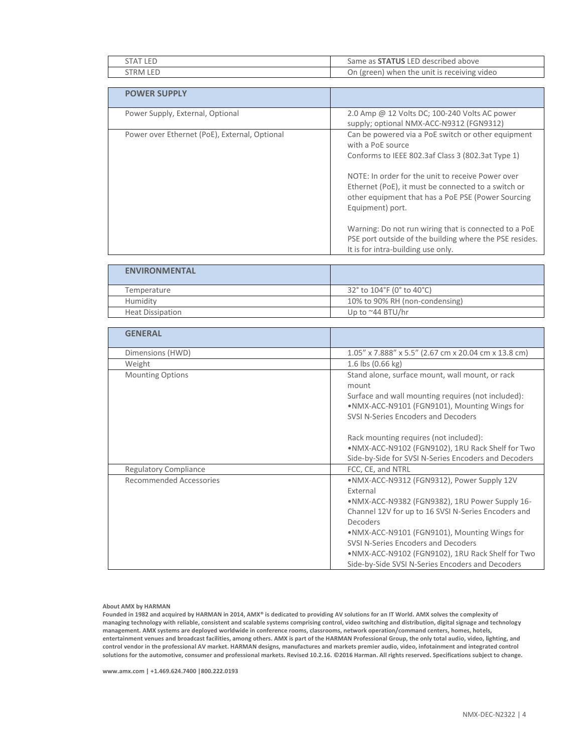| | |
|---|---|
| STAT LED | Same as **STATUS** LED described above |
| STRM LED | On (green) when the unit is receiving video |

| **POWER SUPPLY** | |
|---|---|
| Power Supply, External, Optional | 2.0 Amp @ 12 Volts DC; 100-240 Volts AC power supply; optional NMX-ACC-N9312 (FGN9312) |
| Power over Ethernet (PoE), External, Optional | Can be powered via a PoE switch or other equipment with a PoE source<br>Conforms to IEEE 802.3af Class 3 (802.3at Type 1)<br><br>NOTE: In order for the unit to receive Power over Ethernet (PoE), it must be connected to a switch or other equipment that has a PoE PSE (Power Sourcing Equipment) port.<br><br>Warning: Do not run wiring that is connected to a PoE PSE port outside of the building where the PSE resides. It is for intra-building use only. |

| **ENVIRONMENTAL** | |
|---|---|
| Temperature | 32° to 104°F (0° to 40°C) |
| Humidity | 10% to 90% RH (non-condensing) |
| Heat Dissipation | Up to ~44 BTU/hr |

| **GENERAL** | |
|---|---|
| Dimensions (HWD) | 1.05" x 7.888" x 5.5" (2.67 cm x 20.04 cm x 13.8 cm) |
| Weight | 1.6 lbs (0.66 kg) |
| Mounting Options | Stand alone, surface mount, wall mount, or rack mount<br>Surface and wall mounting requires (not included):<br>•NMX-ACC-N9101 (FGN9101), Mounting Wings for SVSI N-Series Encoders and Decoders<br><br>Rack mounting requires (not included):<br>•NMX-ACC-N9102 (FGN9102), 1RU Rack Shelf for Two Side-by-Side for SVSI N-Series Encoders and Decoders |
| Regulatory Compliance | FCC, CE, and NTRL |
| Recommended Accessories | •NMX-ACC-N9312 (FGN9312), Power Supply 12V External<br>•NMX-ACC-N9382 (FGN9382), 1RU Power Supply 16-Channel 12V for up to 16 SVSI N-Series Encoders and Decoders<br>•NMX-ACC-N9101 (FGN9101), Mounting Wings for SVSI N-Series Encoders and Decoders<br>•NMX-ACC-N9102 (FGN9102), 1RU Rack Shelf for Two Side-by-Side SVSI N-Series Encoders and Decoders |

**About AMX by HARMAN**

**Founded in 1982 and acquired by HARMAN in 2014, AMX® is dedicated to providing AV solutions for an IT World. AMX solves the complexity of managing technology with reliable, consistent and scalable systems comprising control, video switching and distribution, digital signage and technology management. AMX systems are deployed worldwide in conference rooms, classrooms, network operation/command centers, homes, hotels, entertainment venues and broadcast facilities, among others. AMX is part of the HARMAN Professional Group, the only total audio, video, lighting, and control vendor in the professional AV market. HARMAN designs, manufactures and markets premier audio, video, infotainment and integrated control solutions for the automotive, consumer and professional markets. Revised 10.2.16. ©2016 Harman. All rights reserved. Specifications subject to change.**

**www.amx.com | +1.469.624.7400 |800.222.0193**